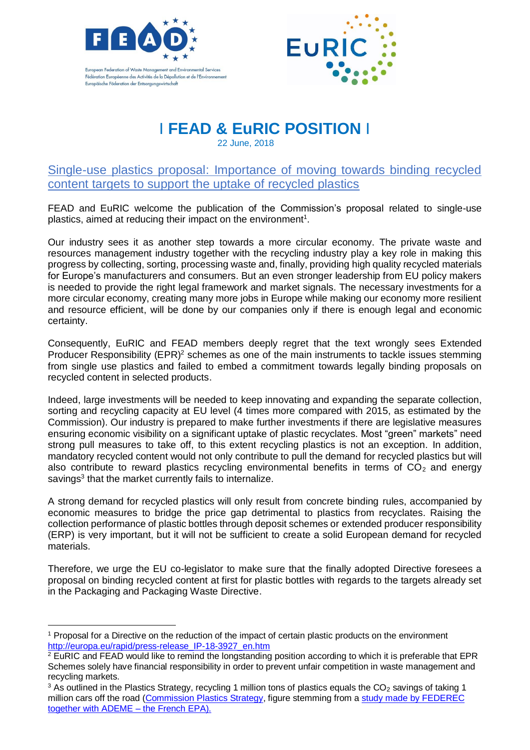European Federation of Waste Management and Environmental Services
Fédération Européenne des Activités de la Dépollution et de l'Environnement
Europäische Föderation der Entsorgungswirtschaft

# | FEAD & EuRIC POSITION |

22 June, 2018

## Single-use plastics proposal: Importance of moving towards binding recycled content targets to support the uptake of recycled plastics

FEAD and EuRIC welcome the publication of the Commission's proposal related to single-use plastics, aimed at reducing their impact on the environment[1].

Our industry sees it as another step towards a more circular economy. The private waste and resources management industry together with the recycling industry play a key role in making this progress by collecting, sorting, processing waste and, finally, providing high quality recycled materials for Europe's manufacturers and consumers. But an even stronger leadership from EU policy makers is needed to provide the right legal framework and market signals. The necessary investments for a more circular economy, creating many more jobs in Europe while making our economy more resilient and resource efficient, will be done by our companies only if there is enough legal and economic certainty.

Consequently, EuRIC and FEAD members deeply regret that the text wrongly sees Extended Producer Responsibility (EPR)[2] schemes as one of the main instruments to tackle issues stemming from single use plastics and failed to embed a commitment towards legally binding proposals on recycled content in selected products.

Indeed, large investments will be needed to keep innovating and expanding the separate collection, sorting and recycling capacity at EU level (4 times more compared with 2015, as estimated by the Commission). Our industry is prepared to make further investments if there are legislative measures ensuring economic visibility on a significant uptake of plastic recyclates. Most "green" markets need strong pull measures to take off, to this extent recycling plastics is not an exception. In addition, mandatory recycled content would not only contribute to pull the demand for recycled plastics but will also contribute to reward plastics recycling environmental benefits in terms of $CO_2$ and energy savings[3] that the market currently fails to internalize.

A strong demand for recycled plastics will only result from concrete binding rules, accompanied by economic measures to bridge the price gap detrimental to plastics from recyclates. Raising the collection performance of plastic bottles through deposit schemes or extended producer responsibility (ERP) is very important, but it will not be sufficient to create a solid European demand for recycled materials.

Therefore, we urge the EU co-legislator to make sure that the finally adopted Directive foresees a proposal on binding recycled content at first for plastic bottles with regards to the targets already set in the Packaging and Packaging Waste Directive.

---

[1] Proposal for a Directive on the reduction of the impact of certain plastic products on the environment http://europa.eu/rapid/press-release_IP-18-3927_en.htm

[2] EuRIC and FEAD would like to remind the longstanding position according to which it is preferable that EPR Schemes solely have financial responsibility in order to prevent unfair competition in waste management and recycling markets.

[3] As outlined in the Plastics Strategy, recycling 1 million tons of plastics equals the $CO_2$ savings of taking 1 million cars off the road (Commission Plastics Strategy, figure stemming from a study made by FEDEREC together with ADEME – the French EPA).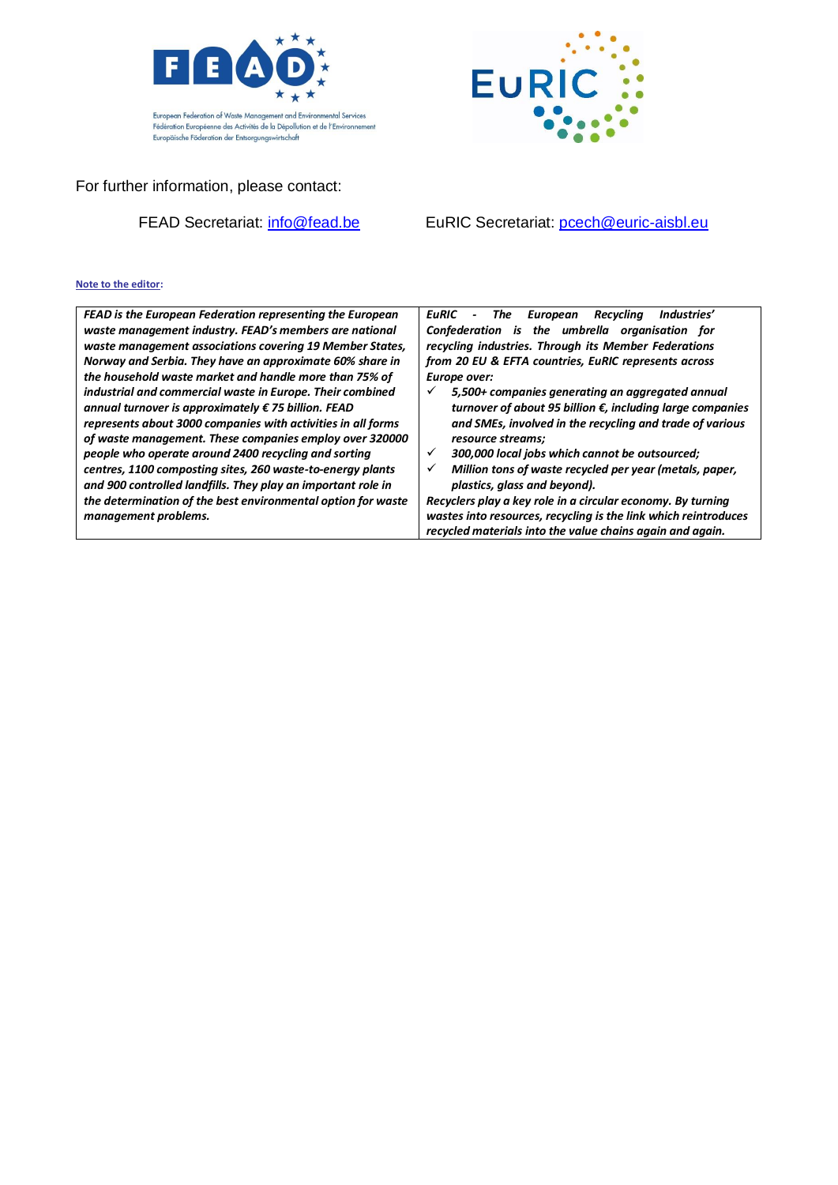For further information, please contact:

FEAD Secretariat: info@fead.be EuRIC Secretariat: pcech@euric-aisbl.eu

**Note to the editor:**

| | |
|---|---|
| ***FEAD is the European Federation representing the European waste management industry. FEAD's members are national waste management associations covering 19 Member States, Norway and Serbia. They have an approximate 60% share in the household waste market and handle more than 75% of industrial and commercial waste in Europe. Their combined annual turnover is approximately € 75 billion. FEAD represents about 3000 companies with activities in all forms of waste management. These companies employ over 320000 people who operate around 2400 recycling and sorting centres, 1100 composting sites, 260 waste-to-energy plants and 900 controlled landfills. They play an important role in the determination of the best environmental option for waste management problems.*** | ***EuRIC - The European Recycling Industries' Confederation is the umbrella organisation for recycling industries. Through its Member Federations from 20 EU & EFTA countries, EuRIC represents across Europe over:*** <br> ✓ ***5,500+ companies generating an aggregated annual turnover of about 95 billion €, including large companies and SMEs, involved in the recycling and trade of various resource streams;*** <br> ✓ ***300,000 local jobs which cannot be outsourced;*** <br> ✓ ***Million tons of waste recycled per year (metals, paper, plastics, glass and beyond).*** <br> ***Recyclers play a key role in a circular economy. By turning wastes into resources, recycling is the link which reintroduces recycled materials into the value chains again and again.*** |